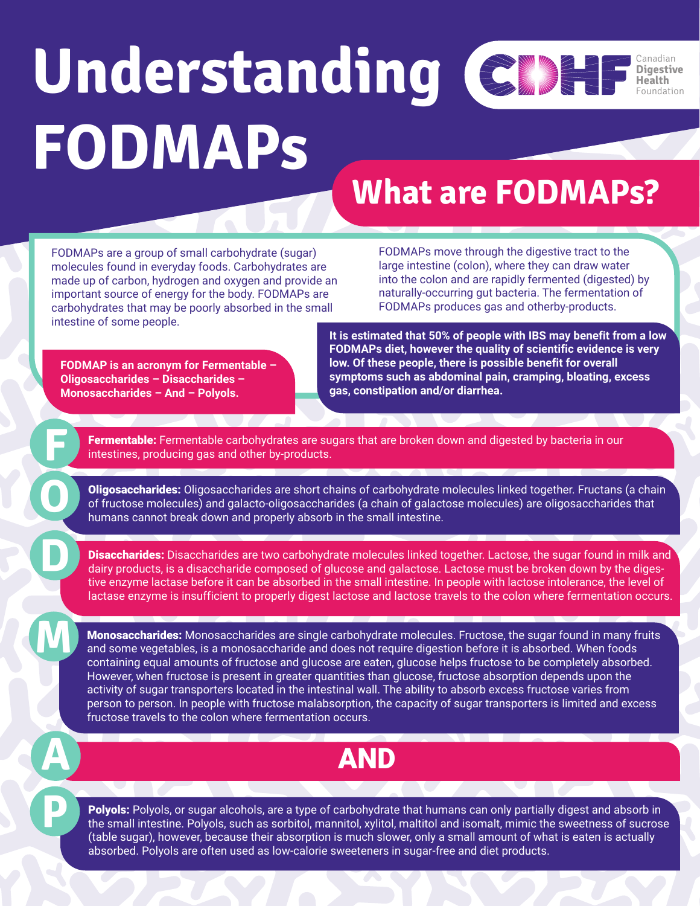# Understanding FODMAPs

Canadian Digestive Health Foundation

## What are FODMAPs?

FODMAPs are a group of small carbohydrate (sugar) molecules found in everyday foods. Carbohydrates are made up of carbon, hydrogen and oxygen and provide an important source of energy for the body. FODMAPs are carbohydrates that may be poorly absorbed in the small intestine of some people.

FODMAPs move through the digestive tract to the large intestine (colon), where they can draw water into the colon and are rapidly fermented (digested) by naturally-occurring gut bacteria. The fermentation of FODMAPs produces gas and otherby-products.

**FODMAP is an acronym for Fermentable – Oligosaccharides – Disaccharides – Monosaccharides – And – Polyols.**

**It is estimated that 50% of people with IBS may benefit from a low FODMAPs diet, however the quality of scientific evidence is very low. Of these people, there is possible benefit for overall symptoms such as abdominal pain, cramping, bloating, excess gas, constipation and/or diarrhea.**

**F** — **Fermentable:** Fermentable carbohydrates are sugars that are broken down and digested by bacteria in our intestines, producing gas and other by-products.

**O** — **Oligosaccharides:** Oligosaccharides are short chains of carbohydrate molecules linked together. Fructans (a chain of fructose molecules) and galacto-oligosaccharides (a chain of galactose molecules) are oligosaccharides that humans cannot break down and properly absorb in the small intestine.

**D** — **Disaccharides:** Disaccharides are two carbohydrate molecules linked together. Lactose, the sugar found in milk and dairy products, is a disaccharide composed of glucose and galactose. Lactose must be broken down by the digestive enzyme lactase before it can be absorbed in the small intestine. In people with lactose intolerance, the level of lactase enzyme is insufficient to properly digest lactose and lactose travels to the colon where fermentation occurs.

**M** — **Monosaccharides:** Monosaccharides are single carbohydrate molecules. Fructose, the sugar found in many fruits and some vegetables, is a monosaccharide and does not require digestion before it is absorbed. When foods containing equal amounts of fructose and glucose are eaten, glucose helps fructose to be completely absorbed. However, when fructose is present in greater quantities than glucose, fructose absorption depends upon the activity of sugar transporters located in the intestinal wall. The ability to absorb excess fructose varies from person to person. In people with fructose malabsorption, the capacity of sugar transporters is limited and excess fructose travels to the colon where fermentation occurs.

**A** — **AND**

**P** — **Polyols:** Polyols, or sugar alcohols, are a type of carbohydrate that humans can only partially digest and absorb in the small intestine. Polyols, such as sorbitol, mannitol, xylitol, maltitol and isomalt, mimic the sweetness of sucrose (table sugar), however, because their absorption is much slower, only a small amount of what is eaten is actually absorbed. Polyols are often used as low-calorie sweeteners in sugar-free and diet products.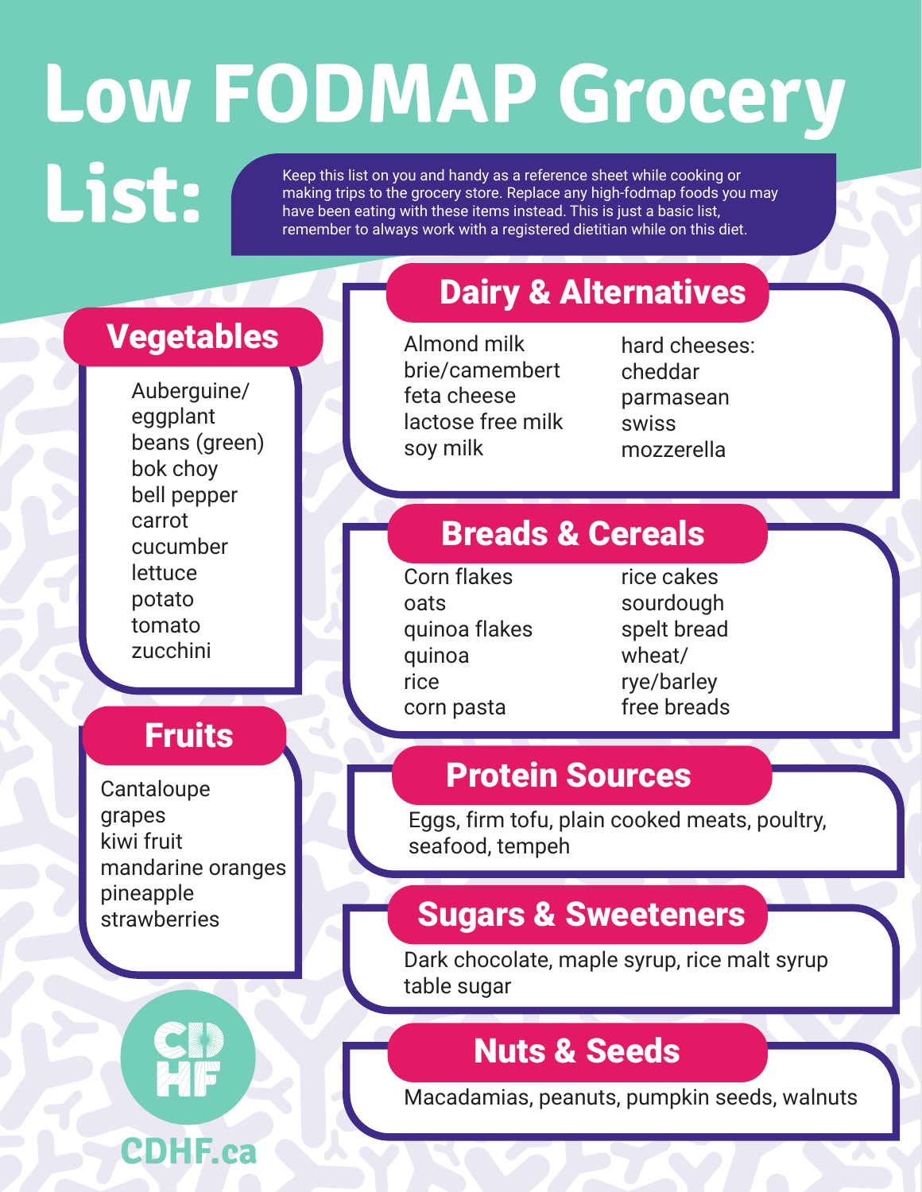# Low FODMAP Grocery List:

Keep this list on you and handy as a reference sheet while cooking or making trips to the grocery store. Replace any high-fodmap foods you may have been eating with these items instead. This is just a basic list, remember to always work with a registered dietitian while on this diet.

## Vegetables

- Auberguine/ eggplant
- beans (green)
- bok choy
- bell pepper
- carrot
- cucumber
- lettuce
- potato
- tomato
- zucchini

## Fruits

- Cantaloupe
- grapes
- kiwi fruit
- mandarine oranges
- pineapple
- strawberries

## Dairy & Alternatives

- Almond milk
- brie/camembert
- feta cheese
- lactose free milk
- soy milk
- hard cheeses:
- cheddar
- parmasean
- swiss
- mozzerella

## Breads & Cereals

- Corn flakes
- oats
- quinoa flakes
- quinoa
- rice
- corn pasta
- rice cakes
- sourdough
- spelt bread
- wheat/ rye/barley free breads

## Protein Sources

Eggs, firm tofu, plain cooked meats, poultry, seafood, tempeh

## Sugars & Sweeteners

Dark chocolate, maple syrup, rice malt syrup table sugar

## Nuts & Seeds

Macadamias, peanuts, pumpkin seeds, walnuts

CDHF

CDHF.ca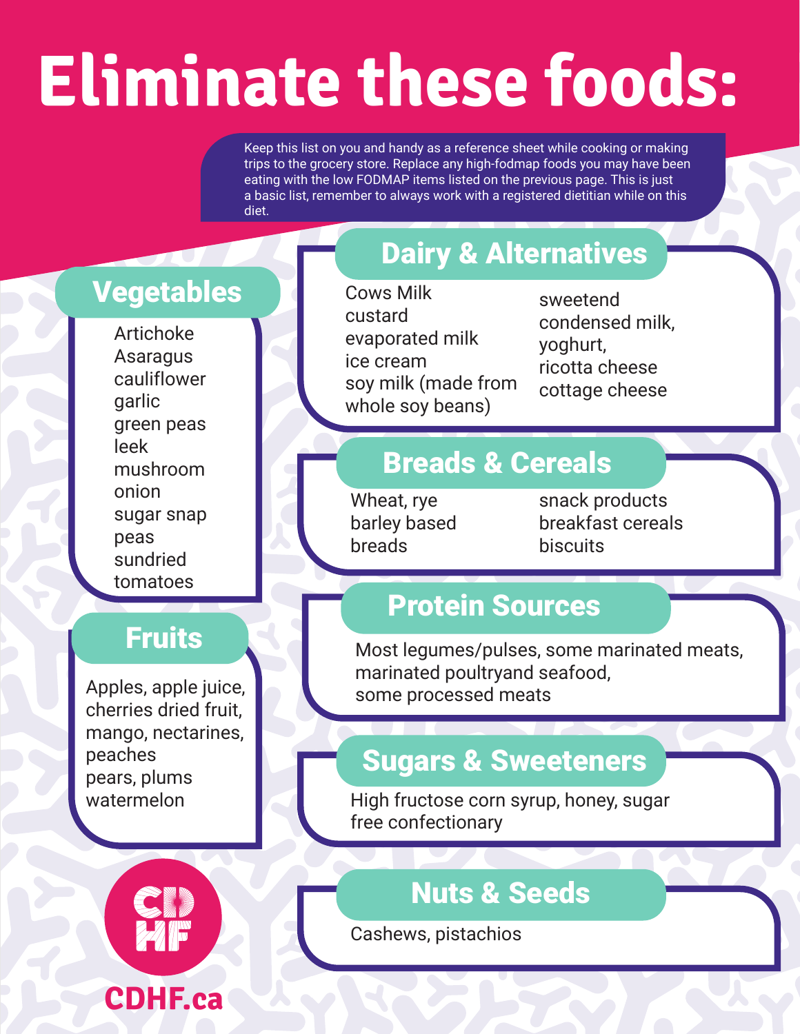# Eliminate these foods:

Keep this list on you and handy as a reference sheet while cooking or making trips to the grocery store. Replace any high-fodmap foods you may have been eating with the low FODMAP items listed on the previous page. This is just a basic list, remember to always work with a registered dietitian while on this diet.

## Vegetables

Artichoke
Asaragus
cauliflower
garlic
green peas
leek
mushroom
onion
sugar snap peas
sundried tomatoes

## Fruits

Apples, apple juice, cherries dried fruit, mango, nectarines, peaches
pears, plums
watermelon

## Dairy & Alternatives

Cows Milk
custard
evaporated milk
ice cream
soy milk (made from whole soy beans)
sweetend condensed milk,
yoghurt,
ricotta cheese
cottage cheese

## Breads & Cereals

Wheat, rye
barley based breads
snack products
breakfast cereals
biscuits

## Protein Sources

Most legumes/pulses, some marinated meats, marinated poultryand seafood,
some processed meats

## Sugars & Sweeteners

High fructose corn syrup, honey, sugar free confectionary

## Nuts & Seeds

Cashews, pistachios

CDHF.ca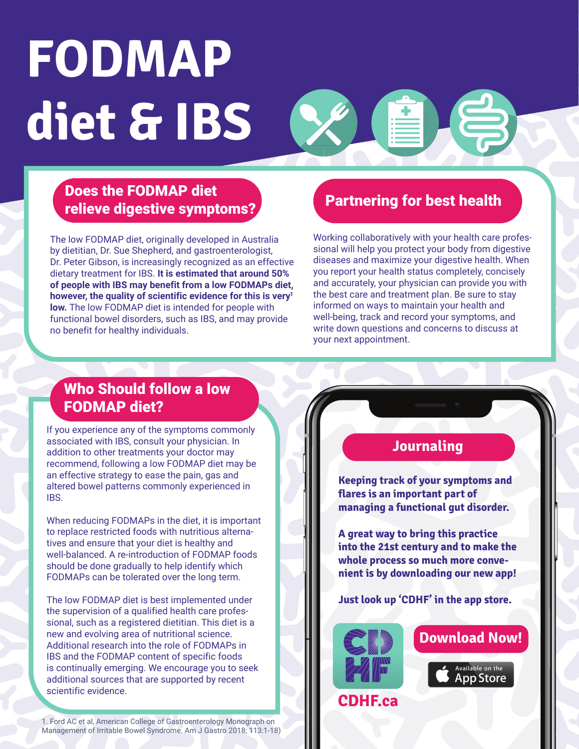# FODMAP diet & IBS

## Does the FODMAP diet relieve digestive symptoms?

The low FODMAP diet, originally developed in Australia by dietitian, Dr. Sue Shepherd, and gastroenterologist, Dr. Peter Gibson, is increasingly recognized as an effective dietary treatment for IBS. **It is estimated that around 50% of people with IBS may benefit from a low FODMAPs diet, however, the quality of scientific evidence for this is very[1] low.** The low FODMAP diet is intended for people with functional bowel disorders, such as IBS, and may provide no benefit for healthy individuals.

## Partnering for best health

Working collaboratively with your health care professional will help you protect your body from digestive diseases and maximize your digestive health. When you report your health status completely, concisely and accurately, your physician can provide you with the best care and treatment plan. Be sure to stay informed on ways to maintain your health and well-being, track and record your symptoms, and write down questions and concerns to discuss at your next appointment.

## Who Should follow a low FODMAP diet?

If you experience any of the symptoms commonly associated with IBS, consult your physician. In addition to other treatments your doctor may recommend, following a low FODMAP diet may be an effective strategy to ease the pain, gas and altered bowel patterns commonly experienced in IBS.

When reducing FODMAPs in the diet, it is important to replace restricted foods with nutritious alternatives and ensure that your diet is healthy and well-balanced. A re-introduction of FODMAP foods should be done gradually to help identify which FODMAPs can be tolerated over the long term.

The low FODMAP diet is best implemented under the supervision of a qualified health care professional, such as a registered dietitian. This diet is a new and evolving area of nutritional science. Additional research into the role of FODMAPs in IBS and the FODMAP content of specific foods is continually emerging. We encourage you to seek additional sources that are supported by recent scientific evidence.

## Journaling

**Keeping track of your symptoms and flares is an important part of managing a functional gut disorder.**

**A great way to bring this practice into the 21st century and to make the whole process so much more convenient is by downloading our new app!**

**Just look up 'CDHF' in the app store.**

**Download Now!**

Available on the App Store

CDHF.ca

1. Ford AC et al, American College of Gastroenterology Monograph on Management of Irritable Bowel Syndrome. Am J Gastro 2018; 113:1-18)